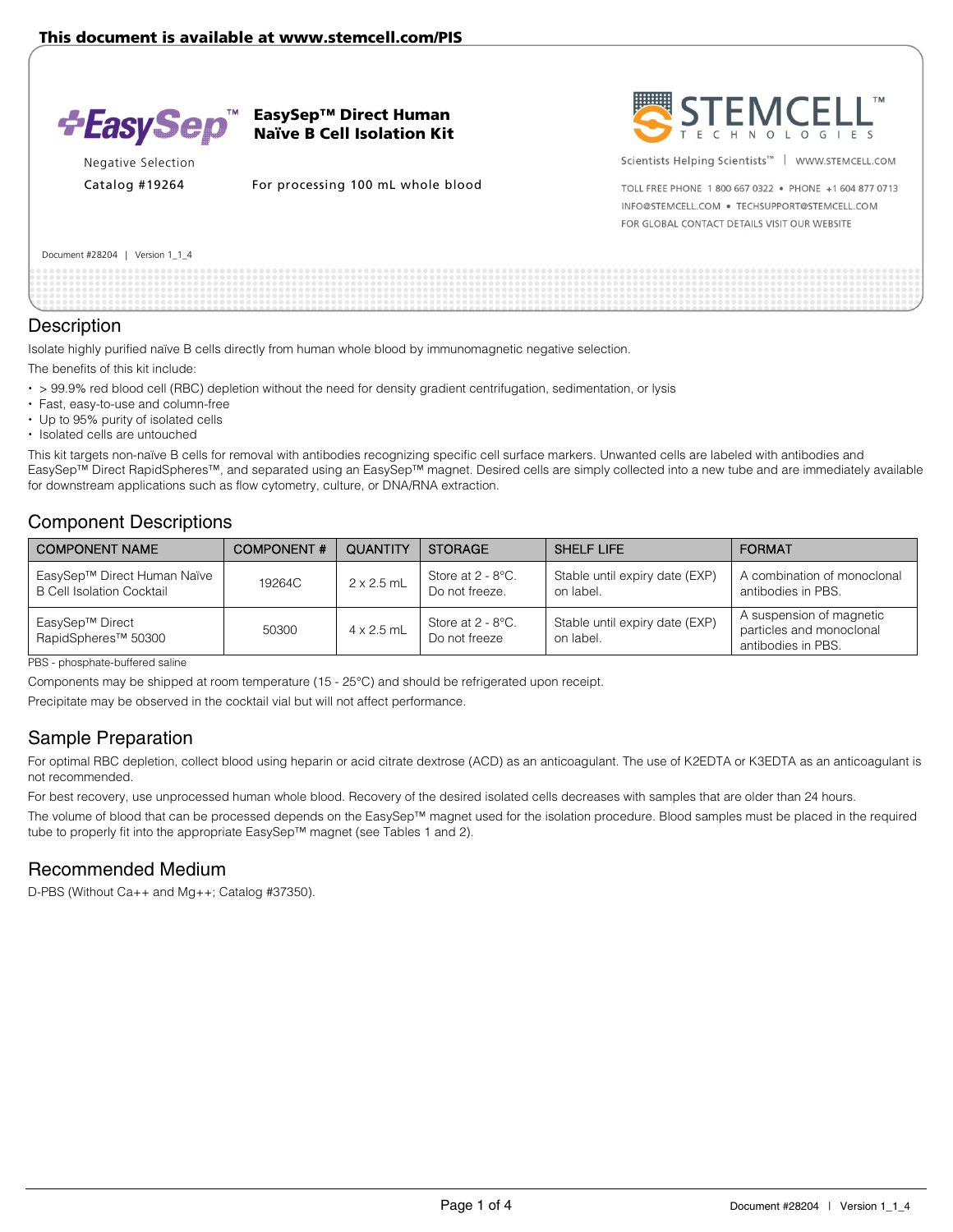This document is available at www.stemcell.com/PIS

# EasySep™ Direct Human Naïve B Cell Isolation Kit

Negative Selection

Catalog #19264

For processing 100 mL whole blood

Scientists Helping Scientists™ | WWW.STEMCELL.COM

TOLL FREE PHONE 1 800 667 0322 • PHONE +1 604 877 0713

INFO@STEMCELL.COM • TECHSUPPORT@STEMCELL.COM

FOR GLOBAL CONTACT DETAILS VISIT OUR WEBSITE

Document #28204 | Version 1_1_4

## Description

Isolate highly purified naïve B cells directly from human whole blood by immunomagnetic negative selection.

The benefits of this kit include:

- > 99.9% red blood cell (RBC) depletion without the need for density gradient centrifugation, sedimentation, or lysis
- Fast, easy-to-use and column-free
- Up to 95% purity of isolated cells
- Isolated cells are untouched

This kit targets non-naïve B cells for removal with antibodies recognizing specific cell surface markers. Unwanted cells are labeled with antibodies and EasySep™ Direct RapidSpheres™, and separated using an EasySep™ magnet. Desired cells are simply collected into a new tube and are immediately available for downstream applications such as flow cytometry, culture, or DNA/RNA extraction.

## Component Descriptions

| COMPONENT NAME | COMPONENT # | QUANTITY | STORAGE | SHELF LIFE | FORMAT |
|---|---|---|---|---|---|
| EasySep™ Direct Human Naïve B Cell Isolation Cocktail | 19264C | 2 x 2.5 mL | Store at 2 - 8°C. Do not freeze. | Stable until expiry date (EXP) on label. | A combination of monoclonal antibodies in PBS. |
| EasySep™ Direct RapidSpheres™ 50300 | 50300 | 4 x 2.5 mL | Store at 2 - 8°C. Do not freeze | Stable until expiry date (EXP) on label. | A suspension of magnetic particles and monoclonal antibodies in PBS. |

PBS - phosphate-buffered saline

Components may be shipped at room temperature (15 - 25°C) and should be refrigerated upon receipt.

Precipitate may be observed in the cocktail vial but will not affect performance.

## Sample Preparation

For optimal RBC depletion, collect blood using heparin or acid citrate dextrose (ACD) as an anticoagulant. The use of K2EDTA or K3EDTA as an anticoagulant is not recommended.

For best recovery, use unprocessed human whole blood. Recovery of the desired isolated cells decreases with samples that are older than 24 hours.

The volume of blood that can be processed depends on the EasySep™ magnet used for the isolation procedure. Blood samples must be placed in the required tube to properly fit into the appropriate EasySep™ magnet (see Tables 1 and 2).

## Recommended Medium

D-PBS (Without Ca++ and Mg++; Catalog #37350).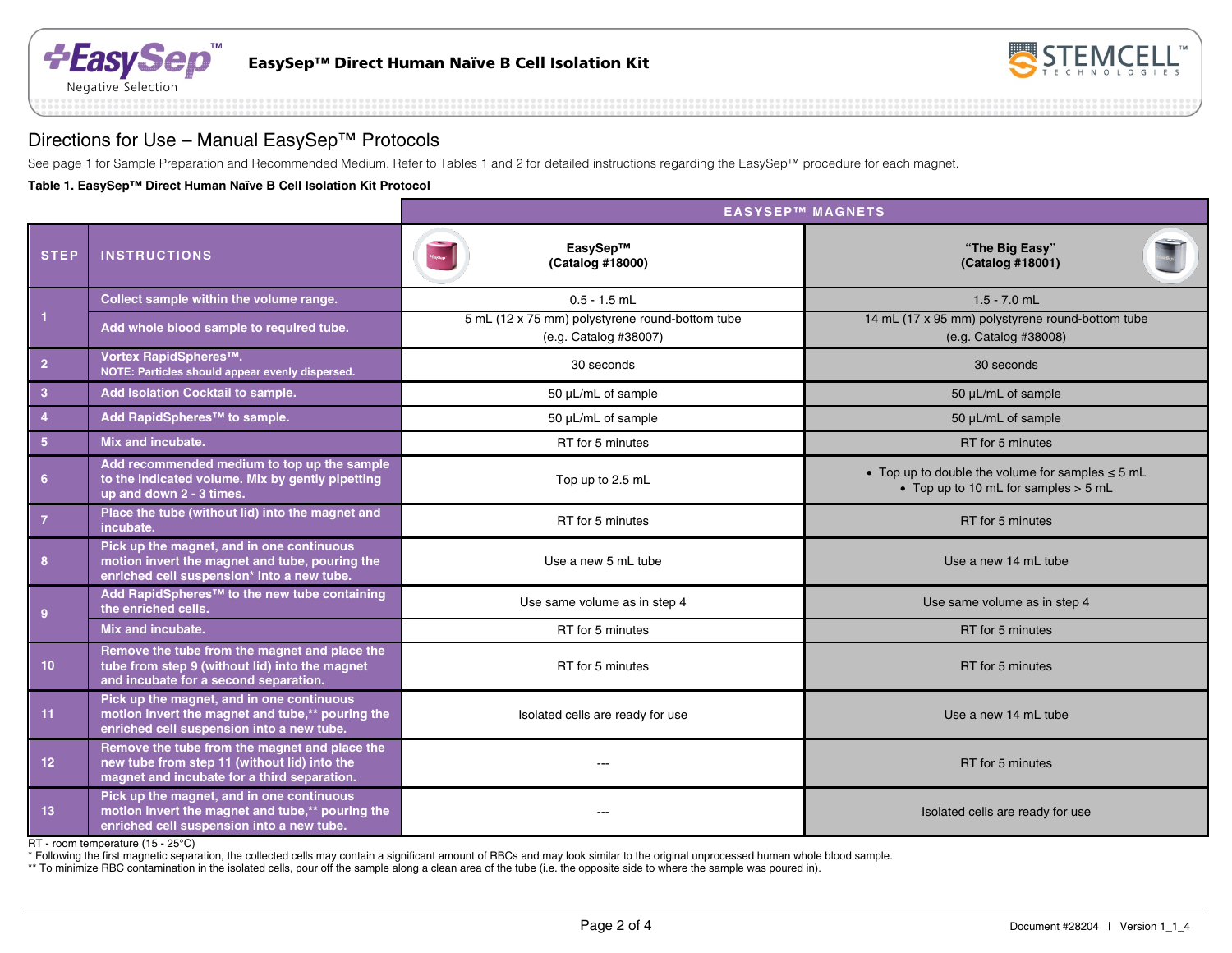## Directions for Use – Manual EasySep™ Protocols

See page 1 for Sample Preparation and Recommended Medium. Refer to Tables 1 and 2 for detailed instructions regarding the EasySep™ procedure for each magnet.

**Table 1. EasySep™ Direct Human Naïve B Cell Isolation Kit Protocol**

| | | EASYSEP™ MAGNETS | |
|---|---|---|---|
| **STEP** | **INSTRUCTIONS** | **EasySep™ (Catalog #18000)** | **"The Big Easy" (Catalog #18001)** |
| 1 | Collect sample within the volume range. | 0.5 - 1.5 mL | 1.5 - 7.0 mL |
| | Add whole blood sample to required tube. | 5 mL (12 x 75 mm) polystyrene round-bottom tube (e.g. Catalog #38007) | 14 mL (17 x 95 mm) polystyrene round-bottom tube (e.g. Catalog #38008) |
| 2 | Vortex RapidSpheres™. NOTE: Particles should appear evenly dispersed. | 30 seconds | 30 seconds |
| 3 | Add Isolation Cocktail to sample. | 50 µL/mL of sample | 50 µL/mL of sample |
| 4 | Add RapidSpheres™ to sample. | 50 µL/mL of sample | 50 µL/mL of sample |
| 5 | Mix and incubate. | RT for 5 minutes | RT for 5 minutes |
| 6 | Add recommended medium to top up the sample to the indicated volume. Mix by gently pipetting up and down 2 - 3 times. | Top up to 2.5 mL | • Top up to double the volume for samples ≤ 5 mL<br>• Top up to 10 mL for samples > 5 mL |
| 7 | Place the tube (without lid) into the magnet and incubate. | RT for 5 minutes | RT for 5 minutes |
| 8 | Pick up the magnet, and in one continuous motion invert the magnet and tube, pouring the enriched cell suspension* into a new tube. | Use a new 5 mL tube | Use a new 14 mL tube |
| 9 | Add RapidSpheres™ to the new tube containing the enriched cells. | Use same volume as in step 4 | Use same volume as in step 4 |
| | Mix and incubate. | RT for 5 minutes | RT for 5 minutes |
| 10 | Remove the tube from the magnet and place the tube from step 9 (without lid) into the magnet and incubate for a second separation. | RT for 5 minutes | RT for 5 minutes |
| 11 | Pick up the magnet, and in one continuous motion invert the magnet and tube,** pouring the enriched cell suspension into a new tube. | Isolated cells are ready for use | Use a new 14 mL tube |
| 12 | Remove the tube from the magnet and place the new tube from step 11 (without lid) into the magnet and incubate for a third separation. | --- | RT for 5 minutes |
| 13 | Pick up the magnet, and in one continuous motion invert the magnet and tube,** pouring the enriched cell suspension into a new tube. | --- | Isolated cells are ready for use |

RT - room temperature (15 - 25°C)

\* Following the first magnetic separation, the collected cells may contain a significant amount of RBCs and may look similar to the original unprocessed human whole blood sample.

\*\* To minimize RBC contamination in the isolated cells, pour off the sample along a clean area of the tube (i.e. the opposite side to where the sample was poured in).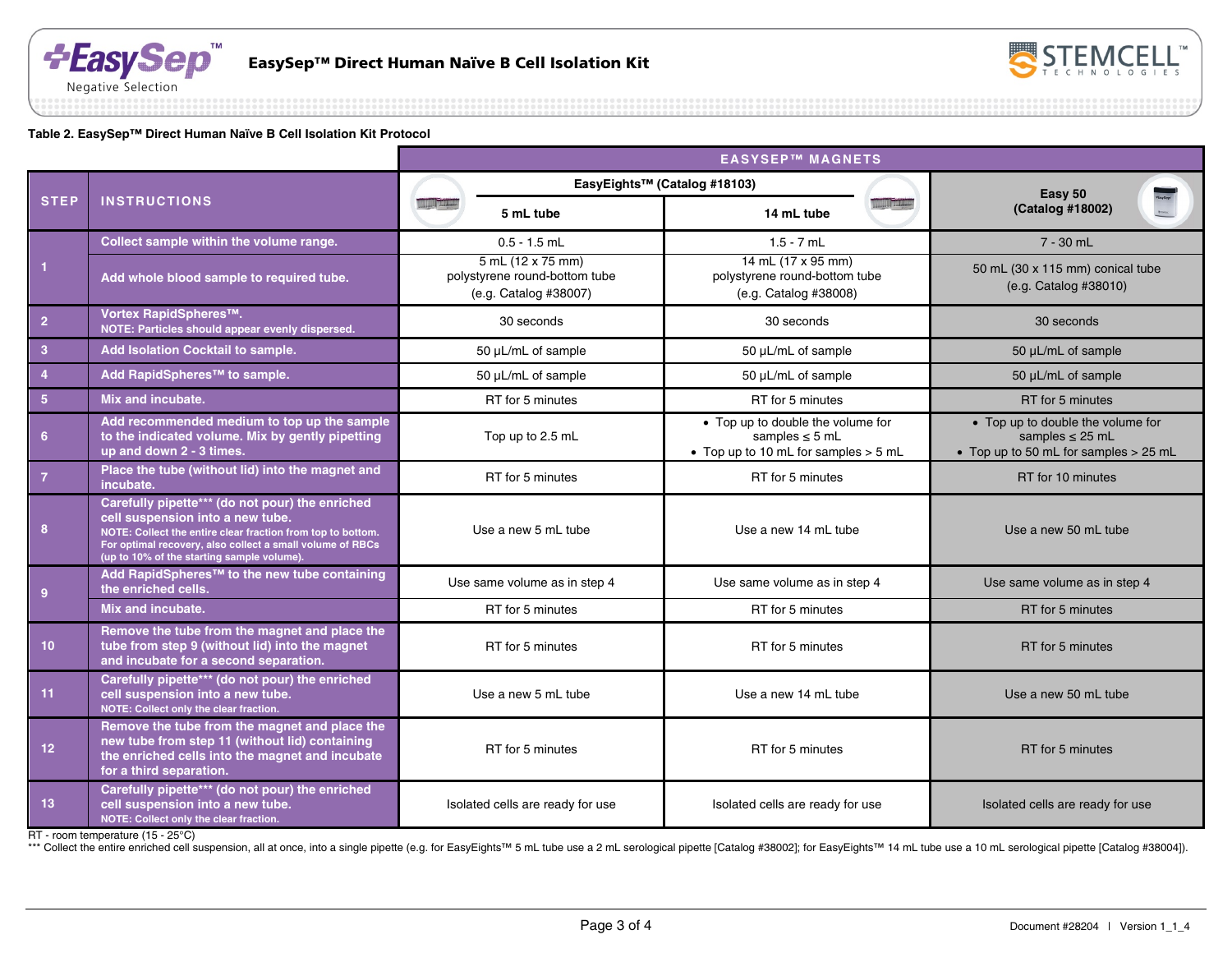**Table 2. EasySep™ Direct Human Naïve B Cell Isolation Kit Protocol**

| STEP | INSTRUCTIONS | EASYSEP™ MAGNETS: EasyEights™ (Catalog #18103) 5 mL tube | EasyEights™ (Catalog #18103) 14 mL tube | Easy 50 (Catalog #18002) |
|---|---|---|---|---|
| 1 | Collect sample within the volume range. | 0.5 - 1.5 mL | 1.5 - 7 mL | 7 - 30 mL |
| | Add whole blood sample to required tube. | 5 mL (12 x 75 mm) polystyrene round-bottom tube (e.g. Catalog #38007) | 14 mL (17 x 95 mm) polystyrene round-bottom tube (e.g. Catalog #38008) | 50 mL (30 x 115 mm) conical tube (e.g. Catalog #38010) |
| 2 | Vortex RapidSpheres™. NOTE: Particles should appear evenly dispersed. | 30 seconds | 30 seconds | 30 seconds |
| 3 | Add Isolation Cocktail to sample. | 50 µL/mL of sample | 50 µL/mL of sample | 50 µL/mL of sample |
| 4 | Add RapidSpheres™ to sample. | 50 µL/mL of sample | 50 µL/mL of sample | 50 µL/mL of sample |
| 5 | Mix and incubate. | RT for 5 minutes | RT for 5 minutes | RT for 5 minutes |
| 6 | Add recommended medium to top up the sample to the indicated volume. Mix by gently pipetting up and down 2 - 3 times. | Top up to 2.5 mL | • Top up to double the volume for samples ≤ 5 mL<br>• Top up to 10 mL for samples > 5 mL | • Top up to double the volume for samples ≤ 25 mL<br>• Top up to 50 mL for samples > 25 mL |
| 7 | Place the tube (without lid) into the magnet and incubate. | RT for 5 minutes | RT for 5 minutes | RT for 10 minutes |
| 8 | Carefully pipette*** (do not pour) the enriched cell suspension into a new tube. NOTE: Collect the entire clear fraction from top to bottom. For optimal recovery, also collect a small volume of RBCs (up to 10% of the starting sample volume). | Use a new 5 mL tube | Use a new 14 mL tube | Use a new 50 mL tube |
| 9 | Add RapidSpheres™ to the new tube containing the enriched cells. | Use same volume as in step 4 | Use same volume as in step 4 | Use same volume as in step 4 |
| | Mix and incubate. | RT for 5 minutes | RT for 5 minutes | RT for 5 minutes |
| 10 | Remove the tube from the magnet and place the tube from step 9 (without lid) into the magnet and incubate for a second separation. | RT for 5 minutes | RT for 5 minutes | RT for 5 minutes |
| 11 | Carefully pipette*** (do not pour) the enriched cell suspension into a new tube. NOTE: Collect only the clear fraction. | Use a new 5 mL tube | Use a new 14 mL tube | Use a new 50 mL tube |
| 12 | Remove the tube from the magnet and place the new tube from step 11 (without lid) containing the enriched cells into the magnet and incubate for a third separation. | RT for 5 minutes | RT for 5 minutes | RT for 5 minutes |
| 13 | Carefully pipette*** (do not pour) the enriched cell suspension into a new tube. NOTE: Collect only the clear fraction. | Isolated cells are ready for use | Isolated cells are ready for use | Isolated cells are ready for use |

RT - room temperature (15 - 25°C)

*** Collect the entire enriched cell suspension, all at once, into a single pipette (e.g. for EasyEights™ 5 mL tube use a 2 mL serological pipette [Catalog #38002]; for EasyEights™ 14 mL tube use a 10 mL serological pipette [Catalog #38004]).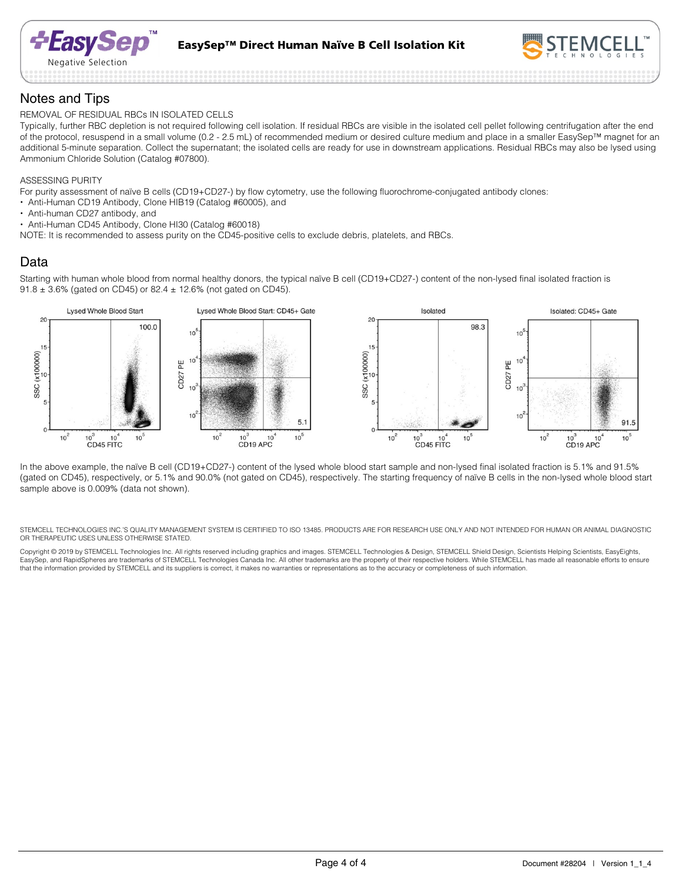## Notes and Tips

REMOVAL OF RESIDUAL RBCs IN ISOLATED CELLS

Typically, further RBC depletion is not required following cell isolation. If residual RBCs are visible in the isolated cell pellet following centrifugation after the end of the protocol, resuspend in a small volume (0.2 - 2.5 mL) of recommended medium or desired culture medium and place in a smaller EasySep™ magnet for an additional 5-minute separation. Collect the supernatant; the isolated cells are ready for use in downstream applications. Residual RBCs may also be lysed using Ammonium Chloride Solution (Catalog #07800).

ASSESSING PURITY

For purity assessment of naïve B cells (CD19+CD27-) by flow cytometry, use the following fluorochrome-conjugated antibody clones:

- Anti-Human CD19 Antibody, Clone HIB19 (Catalog #60005), and
- Anti-human CD27 antibody, and
- Anti-Human CD45 Antibody, Clone HI30 (Catalog #60018)

NOTE: It is recommended to assess purity on the CD45-positive cells to exclude debris, platelets, and RBCs.

## Data

Starting with human whole blood from normal healthy donors, the typical naïve B cell (CD19+CD27-) content of the non-lysed final isolated fraction is 91.8 ± 3.6% (gated on CD45) or 82.4 ± 12.6% (not gated on CD45).

Lysed Whole Blood Start
SSC (x100000)
CD45 FITC
100.0

Lysed Whole Blood Start: CD45+ Gate
CD27 PE
CD19 APC
5.1

Isolated
SSC (x100000)
CD45 FITC
98.3

Isolated: CD45+ Gate
CD27 PE
CD19 APC
91.5

In the above example, the naïve B cell (CD19+CD27-) content of the lysed whole blood start sample and non-lysed final isolated fraction is 5.1% and 91.5% (gated on CD45), respectively, or 5.1% and 90.0% (not gated on CD45), respectively. The starting frequency of naïve B cells in the non-lysed whole blood start sample above is 0.009% (data not shown).

STEMCELL TECHNOLOGIES INC.'S QUALITY MANAGEMENT SYSTEM IS CERTIFIED TO ISO 13485. PRODUCTS ARE FOR RESEARCH USE ONLY AND NOT INTENDED FOR HUMAN OR ANIMAL DIAGNOSTIC OR THERAPEUTIC USES UNLESS OTHERWISE STATED.

Copyright © 2019 by STEMCELL Technologies Inc. All rights reserved including graphics and images. STEMCELL Technologies & Design, STEMCELL Shield Design, Scientists Helping Scientists, EasyEights, EasySep, and RapidSpheres are trademarks of STEMCELL Technologies Canada Inc. All other trademarks are the property of their respective holders. While STEMCELL has made all reasonable efforts to ensure that the information provided by STEMCELL and its suppliers is correct, it makes no warranties or representations as to the accuracy or completeness of such information.